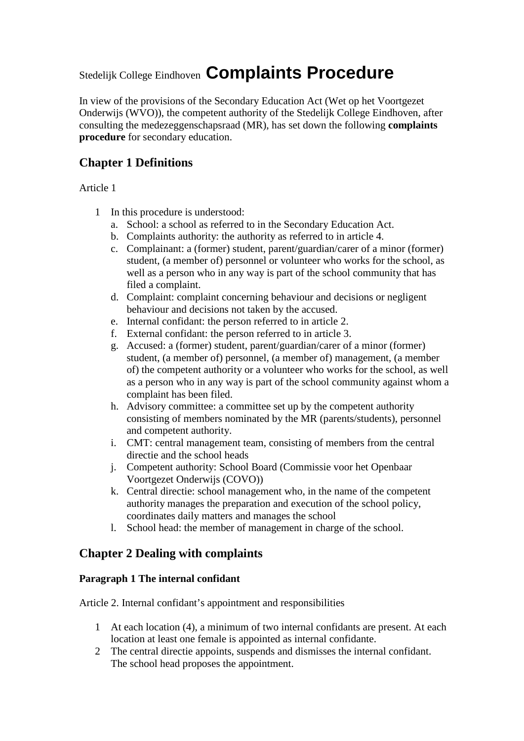Stedelijk College Eindhoven **Complaints Procedure**

In view of the provisions of the Secondary Education Act (Wet op het Voortgezet Onderwijs (WVO)), the competent authority of the Stedelijk College Eindhoven, after consulting the medezeggenschapsraad (MR), has set down the following **complaints procedure** for secondary education.

## Chapter 1 Definitions

Article 1

1. In this procedure is understood:
   a. School: a school as referred to in the Secondary Education Act.
   b. Complaints authority: the authority as referred to in article 4.
   c. Complainant: a (former) student, parent/guardian/carer of a minor (former) student, (a member of) personnel or volunteer who works for the school, as well as a person who in any way is part of the school community that has filed a complaint.
   d. Complaint: complaint concerning behaviour and decisions or negligent behaviour and decisions not taken by the accused.
   e. Internal confidant: the person referred to in article 2.
   f. External confidant: the person referred to in article 3.
   g. Accused: a (former) student, parent/guardian/carer of a minor (former) student, (a member of) personnel, (a member of) management, (a member of) the competent authority or a volunteer who works for the school, as well as a person who in any way is part of the school community against whom a complaint has been filed.
   h. Advisory committee: a committee set up by the competent authority consisting of members nominated by the MR (parents/students), personnel and competent authority.
   i. CMT: central management team, consisting of members from the central directie and the school heads
   j. Competent authority: School Board (Commissie voor het Openbaar Voortgezet Onderwijs (COVO))
   k. Central directie: school management who, in the name of the competent authority manages the preparation and execution of the school policy, coordinates daily matters and manages the school
   l. School head: the member of management in charge of the school.

## Chapter 2 Dealing with complaints

### Paragraph 1 The internal confidant

Article 2. Internal confidant's appointment and responsibilities

1. At each location (4), a minimum of two internal confidants are present. At each location at least one female is appointed as internal confidante.
2. The central directie appoints, suspends and dismisses the internal confidant. The school head proposes the appointment.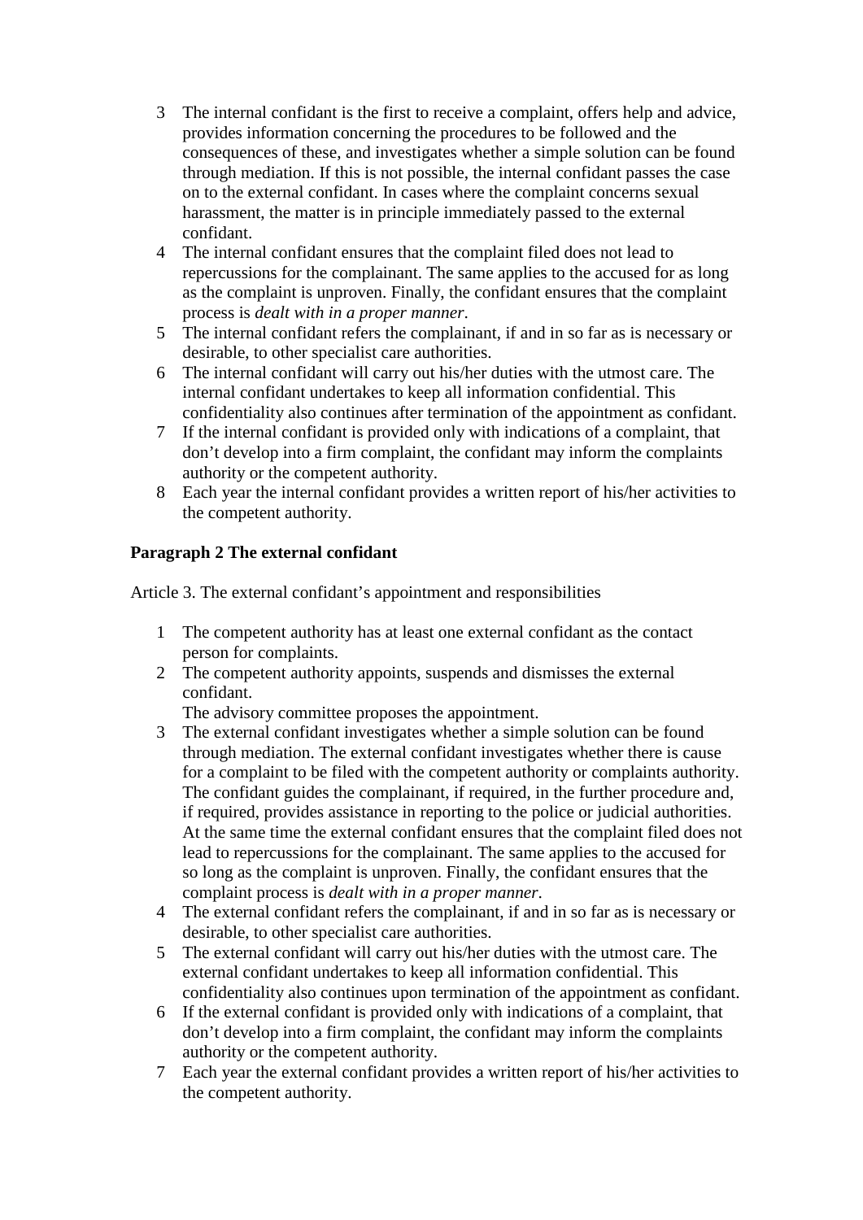3. The internal confidant is the first to receive a complaint, offers help and advice, provides information concerning the procedures to be followed and the consequences of these, and investigates whether a simple solution can be found through mediation. If this is not possible, the internal confidant passes the case on to the external confidant. In cases where the complaint concerns sexual harassment, the matter is in principle immediately passed to the external confidant.
4. The internal confidant ensures that the complaint filed does not lead to repercussions for the complainant. The same applies to the accused for as long as the complaint is unproven. Finally, the confidant ensures that the complaint process is *dealt with in a proper manner*.
5. The internal confidant refers the complainant, if and in so far as is necessary or desirable, to other specialist care authorities.
6. The internal confidant will carry out his/her duties with the utmost care. The internal confidant undertakes to keep all information confidential. This confidentiality also continues after termination of the appointment as confidant.
7. If the internal confidant is provided only with indications of a complaint, that don't develop into a firm complaint, the confidant may inform the complaints authority or the competent authority.
8. Each year the internal confidant provides a written report of his/her activities to the competent authority.

**Paragraph 2 The external confidant**

Article 3. The external confidant's appointment and responsibilities

1. The competent authority has at least one external confidant as the contact person for complaints.
2. The competent authority appoints, suspends and dismisses the external confidant.
   The advisory committee proposes the appointment.
3. The external confidant investigates whether a simple solution can be found through mediation. The external confidant investigates whether there is cause for a complaint to be filed with the competent authority or complaints authority. The confidant guides the complainant, if required, in the further procedure and, if required, provides assistance in reporting to the police or judicial authorities. At the same time the external confidant ensures that the complaint filed does not lead to repercussions for the complainant. The same applies to the accused for so long as the complaint is unproven. Finally, the confidant ensures that the complaint process is *dealt with in a proper manner*.
4. The external confidant refers the complainant, if and in so far as is necessary or desirable, to other specialist care authorities.
5. The external confidant will carry out his/her duties with the utmost care. The external confidant undertakes to keep all information confidential. This confidentiality also continues upon termination of the appointment as confidant.
6. If the external confidant is provided only with indications of a complaint, that don't develop into a firm complaint, the confidant may inform the complaints authority or the competent authority.
7. Each year the external confidant provides a written report of his/her activities to the competent authority.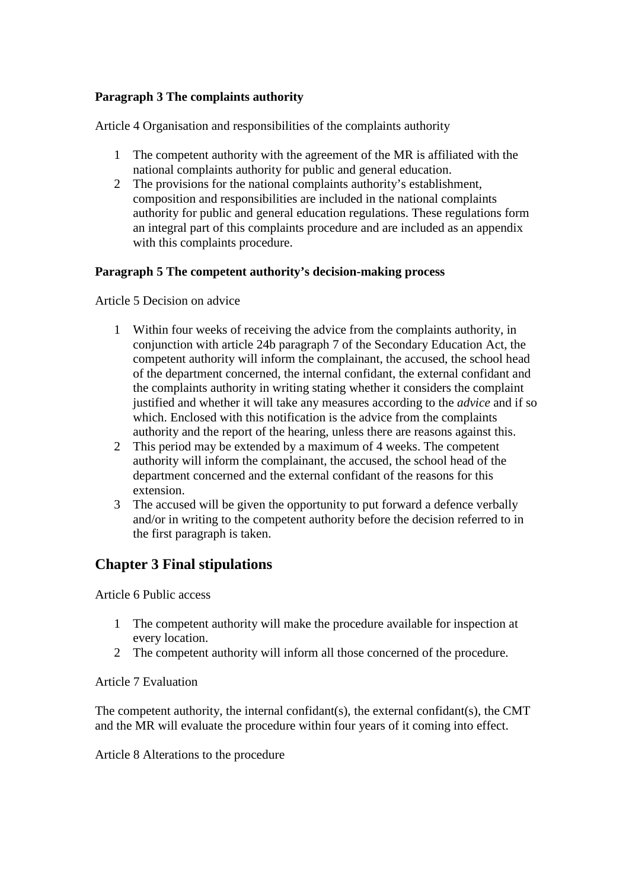**Paragraph 3 The complaints authority**

Article 4 Organisation and responsibilities of the complaints authority

1. The competent authority with the agreement of the MR is affiliated with the national complaints authority for public and general education.
2. The provisions for the national complaints authority's establishment, composition and responsibilities are included in the national complaints authority for public and general education regulations. These regulations form an integral part of this complaints procedure and are included as an appendix with this complaints procedure.

**Paragraph 5 The competent authority's decision-making process**

Article 5 Decision on advice

1. Within four weeks of receiving the advice from the complaints authority, in conjunction with article 24b paragraph 7 of the Secondary Education Act, the competent authority will inform the complainant, the accused, the school head of the department concerned, the internal confidant, the external confidant and the complaints authority in writing stating whether it considers the complaint justified and whether it will take any measures according to the *advice* and if so which. Enclosed with this notification is the advice from the complaints authority and the report of the hearing, unless there are reasons against this.
2. This period may be extended by a maximum of 4 weeks. The competent authority will inform the complainant, the accused, the school head of the department concerned and the external confidant of the reasons for this extension.
3. The accused will be given the opportunity to put forward a defence verbally and/or in writing to the competent authority before the decision referred to in the first paragraph is taken.

## Chapter 3 Final stipulations

Article 6 Public access

1. The competent authority will make the procedure available for inspection at every location.
2. The competent authority will inform all those concerned of the procedure.

Article 7 Evaluation

The competent authority, the internal confidant(s), the external confidant(s), the CMT and the MR will evaluate the procedure within four years of it coming into effect.

Article 8 Alterations to the procedure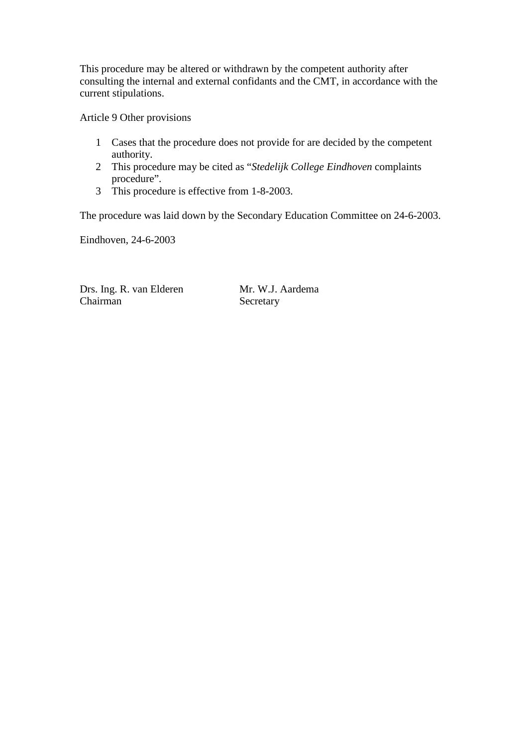This procedure may be altered or withdrawn by the competent authority after consulting the internal and external confidants and the CMT, in accordance with the current stipulations.

Article 9 Other provisions

1. Cases that the procedure does not provide for are decided by the competent authority.
2. This procedure may be cited as "*Stedelijk College Eindhoven* complaints procedure".
3. This procedure is effective from 1-8-2003.

The procedure was laid down by the Secondary Education Committee on 24-6-2003.

Eindhoven, 24-6-2003

| | |
|---|---|
| Drs. Ing. R. van Elderen | Mr. W.J. Aardema |
| Chairman | Secretary |